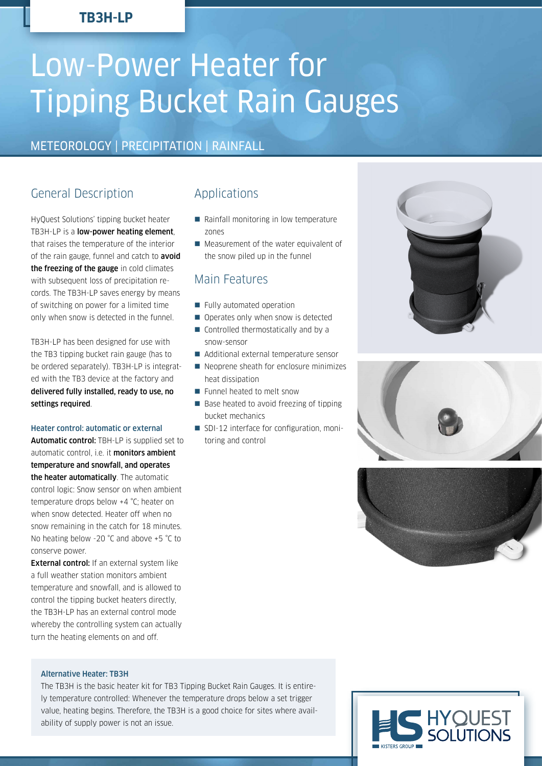**TB3H-LP**

# Low-Power Heater for Tipping Bucket Rain Gauges

METEOROLOGY | PRECIPITATION | RAINFALL

## General Description

HyQuest Solutions' tipping bucket heater TB3H-LP is a **low-power heating element**, that raises the temperature of the interior of the rain gauge, funnel and catch to **avoid the freezing of the gauge** in cold climates with subsequent loss of precipitation records. The TB3H-LP saves energy by means of switching on power for a limited time only when snow is detected in the funnel.

TB3H-LP has been designed for use with the TB3 tipping bucket rain gauge (has to be ordered separately). TB3H-LP is integrated with the TB3 device at the factory and **delivered fully installed, ready to use, no settings required**.

### Heater control: automatic or external

**Automatic control:** TBH-LP is supplied set to automatic control, i.e. it **monitors ambient temperature and snowfall, and operates the heater automatically**. The automatic control logic: Snow sensor on when ambient temperature drops below +4 °C; heater on when snow detected. Heater off when no snow remaining in the catch for 18 minutes. No heating below -20 °C and above +5 °C to conserve power.

**External control:** If an external system like a full weather station monitors ambient temperature and snowfall, and is allowed to control the tipping bucket heaters directly, the TB3H-LP has an external control mode whereby the controlling system can actually turn the heating elements on and off.

## Applications

- Rainfall monitoring in low temperature zones
- Measurement of the water equivalent of the snow piled up in the funnel

## Main Features

- Fully automated operation
- Operates only when snow is detected
- Controlled thermostatically and by a snow-sensor
- Additional external temperature sensor
- Neoprene sheath for enclosure minimizes heat dissipation
- Funnel heated to melt snow
- Base heated to avoid freezing of tipping bucket mechanics
- SDI-12 interface for configuration, monitoring and control

### Alternative Heater: TB3H

The TB3H is the basic heater kit for TB3 Tipping Bucket Rain Gauges. It is entirely temperature controlled: Whenever the temperature drops below a set trigger value, heating begins. Therefore, the TB3H is a good choice for sites where availability of supply power is not an issue.

HYQUEST SOLUTIONS
KISTERS GROUP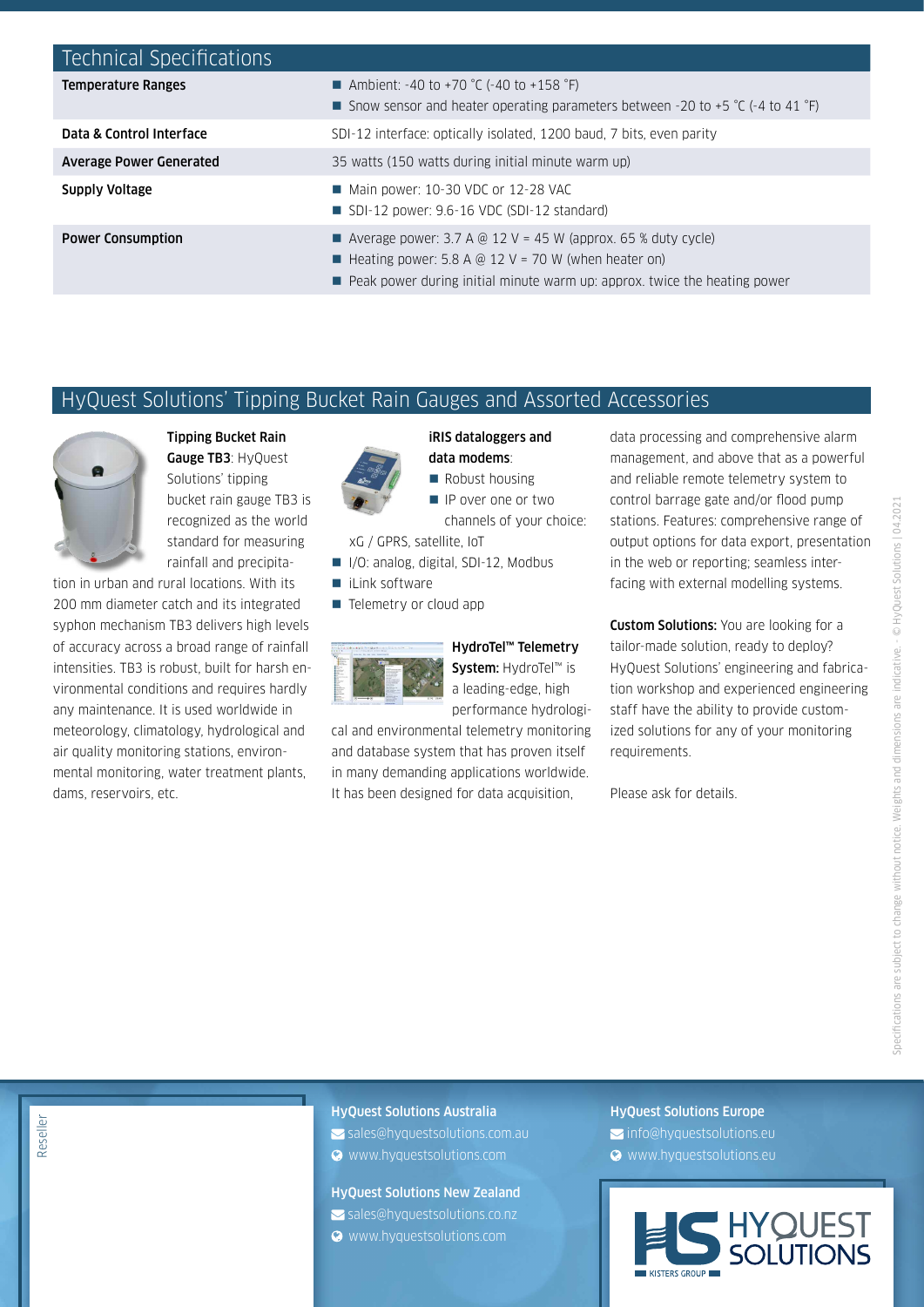## Technical Specifications

| | |
|---|---|
| **Temperature Ranges** | ■ Ambient: -40 to +70 °C (-40 to +158 °F)<br>■ Snow sensor and heater operating parameters between -20 to +5 °C (-4 to 41 °F) |
| **Data & Control Interface** | SDI-12 interface: optically isolated, 1200 baud, 7 bits, even parity |
| **Average Power Generated** | 35 watts (150 watts during initial minute warm up) |
| **Supply Voltage** | ■ Main power: 10-30 VDC or 12-28 VAC<br>■ SDI-12 power: 9.6-16 VDC (SDI-12 standard) |
| **Power Consumption** | ■ Average power: 3.7 A @ 12 V = 45 W (approx. 65 % duty cycle)<br>■ Heating power: 5.8 A @ 12 V = 70 W (when heater on)<br>■ Peak power during initial minute warm up: approx. twice the heating power |

## HyQuest Solutions' Tipping Bucket Rain Gauges and Assorted Accessories

**Tipping Bucket Rain Gauge TB3**: HyQuest Solutions' tipping bucket rain gauge TB3 is recognized as the world standard for measuring rainfall and precipitation in urban and rural locations. With its 200 mm diameter catch and its integrated syphon mechanism TB3 delivers high levels of accuracy across a broad range of rainfall intensities. TB3 is robust, built for harsh environmental conditions and requires hardly any maintenance. It is used worldwide in meteorology, climatology, hydrological and air quality monitoring stations, environmental monitoring, water treatment plants, dams, reservoirs, etc.

**iRIS dataloggers and data modems**:

- Robust housing
- IP over one or two channels of your choice: xG / GPRS, satellite, IoT
- I/O: analog, digital, SDI-12, Modbus
- iLink software
- Telemetry or cloud app

**HydroTel™ Telemetry System:** HydroTel™ is a leading-edge, high performance hydrological and environmental telemetry monitoring and database system that has proven itself in many demanding applications worldwide. It has been designed for data acquisition, data processing and comprehensive alarm management, and above that as a powerful and reliable remote telemetry system to control barrage gate and/or flood pump stations. Features: comprehensive range of output options for data export, presentation in the web or reporting; seamless interfacing with external modelling systems.

**Custom Solutions:** You are looking for a tailor-made solution, ready to deploy? HyQuest Solutions' engineering and fabrication workshop and experienced engineering staff have the ability to provide customized solutions for any of your monitoring requirements.

Please ask for details.

Specifications are subject to change without notice. Weights and dimensions are indicative. - © HyQuest Solutions | 04.2021

Reseller

**HyQuest Solutions Australia**
sales@hyquestsolutions.com.au
www.hyquestsolutions.com

**HyQuest Solutions New Zealand**
sales@hyquestsolutions.co.nz
www.hyquestsolutions.com

**HyQuest Solutions Europe**
info@hyquestsolutions.eu
www.hyquestsolutions.eu

HYQUEST SOLUTIONS
KISTERS GROUP